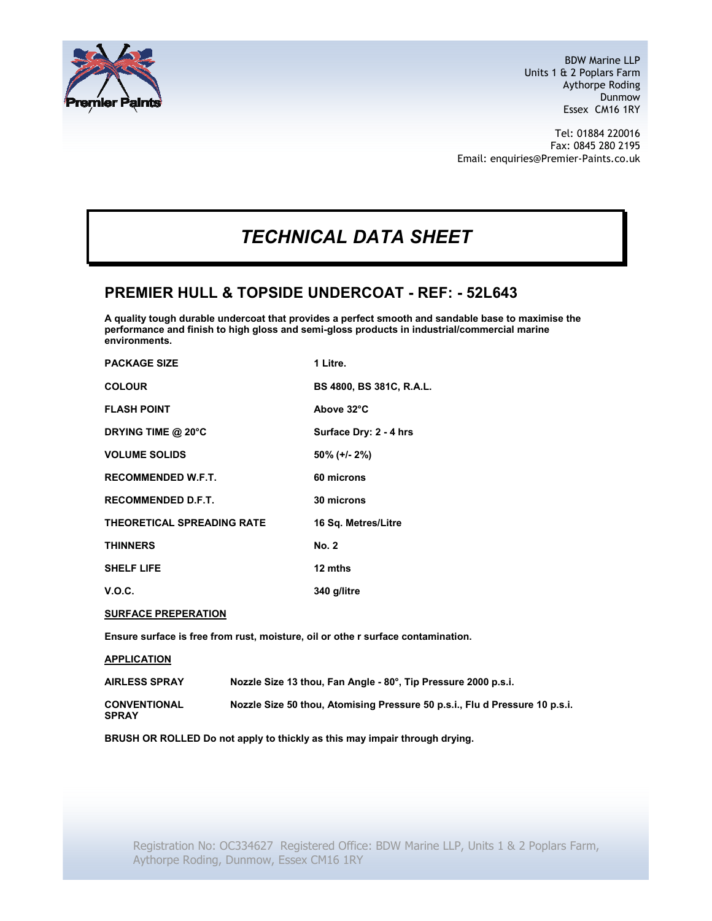BDW Marine LLP
Units 1 & 2 Poplars Farm
Aythorpe Roding
Dunmow
Essex CM16 1RY

Tel: 01884 220016
Fax: 0845 280 2195
Email: enquiries@Premier-Paints.co.uk

# *TECHNICAL DATA SHEET*

## PREMIER HULL & TOPSIDE UNDERCOAT - REF: - 52L643

**A quality tough durable undercoat that provides a perfect smooth and sandable base to maximise the performance and finish to high gloss and semi-gloss products in industrial/commercial marine environments.**

| | |
|---|---|
| **PACKAGE SIZE** | **1 Litre.** |
| **COLOUR** | **BS 4800, BS 381C, R.A.L.** |
| **FLASH POINT** | **Above 32°C** |
| **DRYING TIME @ 20°C** | **Surface Dry: 2 - 4 hrs** |
| **VOLUME SOLIDS** | **50% (+/- 2%)** |
| **RECOMMENDED W.F.T.** | **60 microns** |
| **RECOMMENDED D.F.T.** | **30 microns** |
| **THEORETICAL SPREADING RATE** | **16 Sq. Metres/Litre** |
| **THINNERS** | **No. 2** |
| **SHELF LIFE** | **12 mths** |
| **V.O.C.** | **340 g/litre** |

**SURFACE PREPERATION**

**Ensure surface is free from rust, moisture, oil or othe r surface contamination.**

**APPLICATION**

| | |
|---|---|
| **AIRLESS SPRAY** | **Nozzle Size 13 thou, Fan Angle - 80°, Tip Pressure 2000 p.s.i.** |
| **CONVENTIONAL SPRAY** | **Nozzle Size 50 thou, Atomising Pressure 50 p.s.i., Flu d Pressure 10 p.s.i.** |

**BRUSH OR ROLLED Do not apply to thickly as this may impair through drying.**

Registration No: OC334627 Registered Office: BDW Marine LLP, Units 1 & 2 Poplars Farm, Aythorpe Roding, Dunmow, Essex CM16 1RY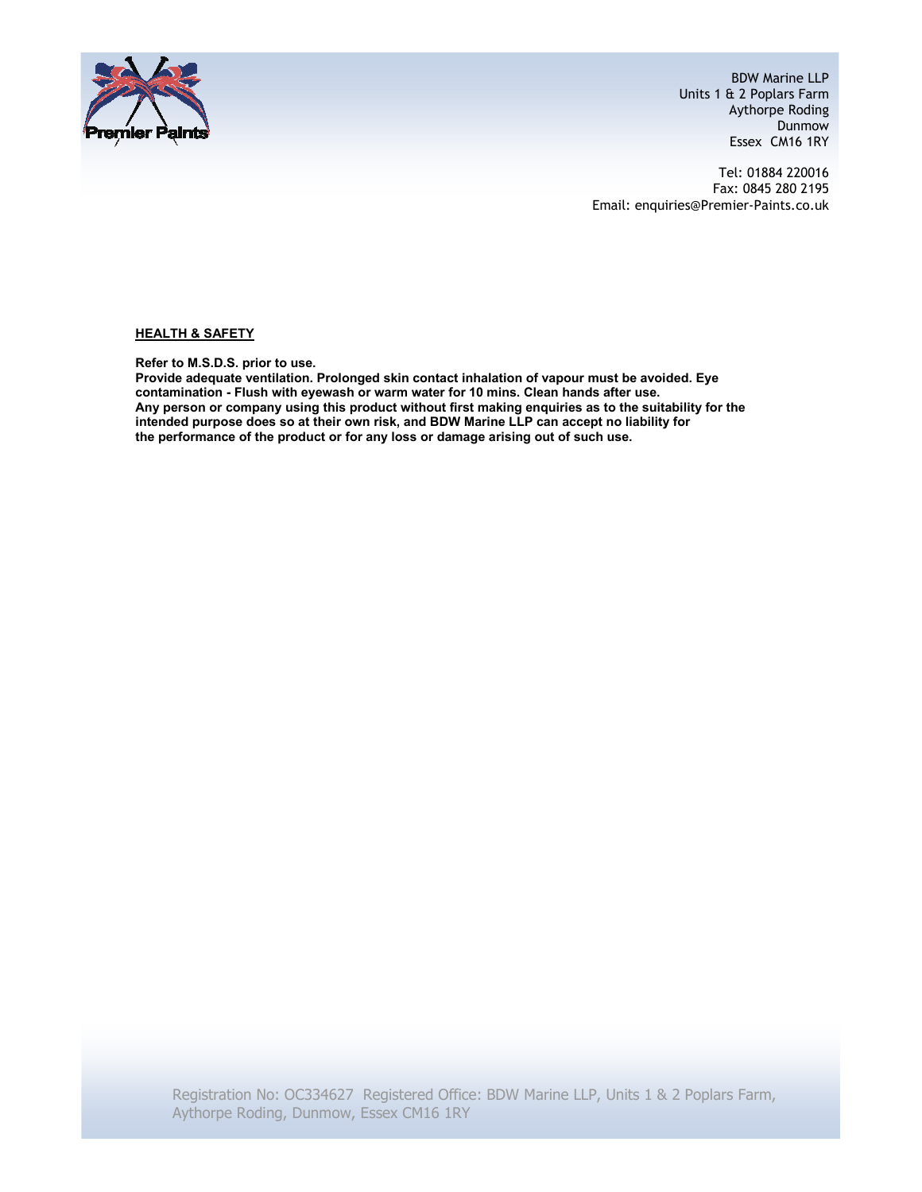BDW Marine LLP
Units 1 & 2 Poplars Farm
Aythorpe Roding
Dunmow
Essex CM16 1RY

Tel: 01884 220016
Fax: 0845 280 2195
Email: enquiries@Premier-Paints.co.uk

## HEALTH & SAFETY

**Refer to M.S.D.S. prior to use.**
**Provide adequate ventilation. Prolonged skin contact inhalation of vapour must be avoided. Eye contamination - Flush with eyewash or warm water for 10 mins. Clean hands after use.**
**Any person or company using this product without first making enquiries as to the suitability for the intended purpose does so at their own risk, and BDW Marine LLP can accept no liability for the performance of the product or for any loss or damage arising out of such use.**

Registration No: OC334627 Registered Office: BDW Marine LLP, Units 1 & 2 Poplars Farm, Aythorpe Roding, Dunmow, Essex CM16 1RY